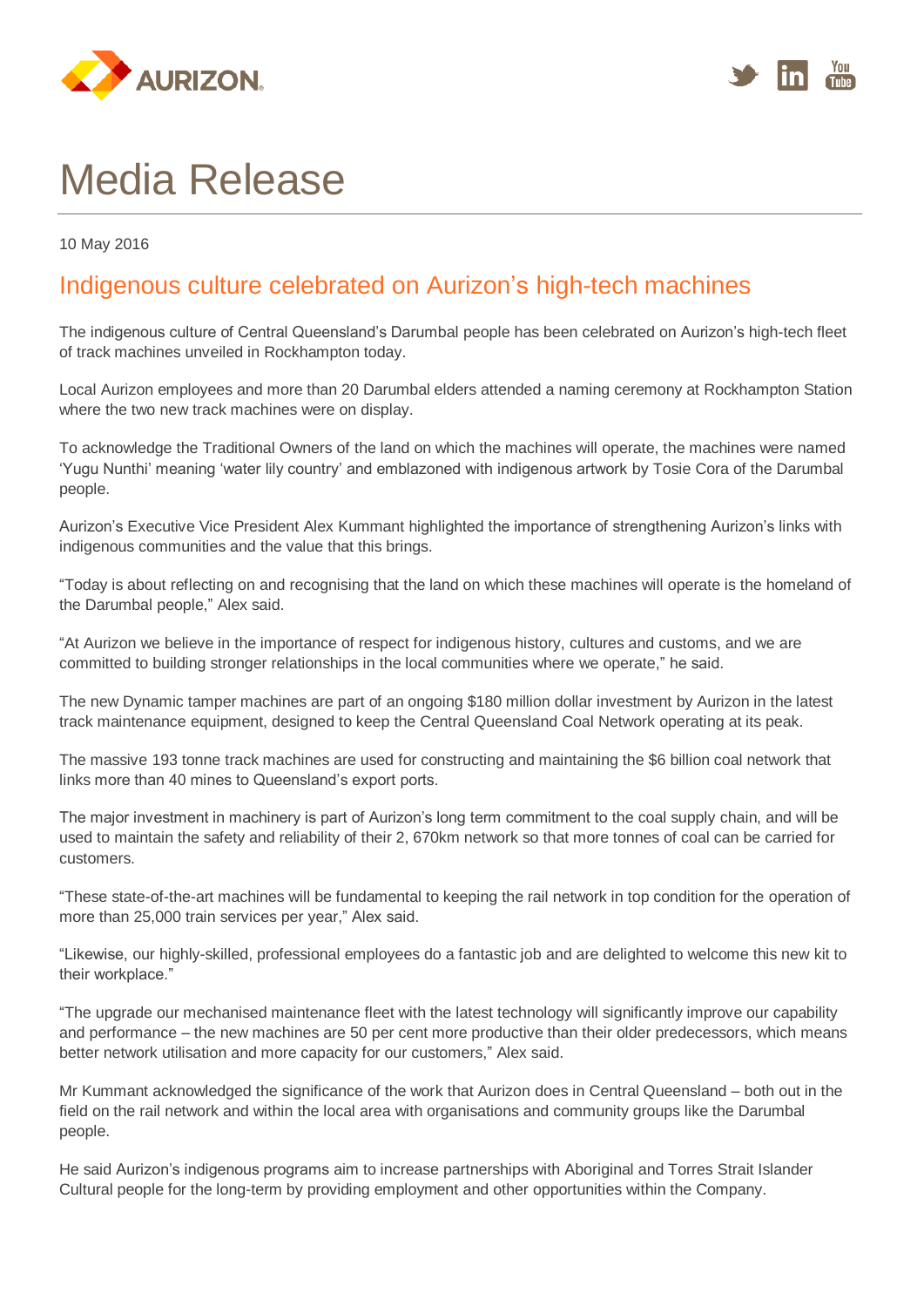AURIZON

# Media Release

10 May 2016

## Indigenous culture celebrated on Aurizon's high-tech machines

The indigenous culture of Central Queensland's Darumbal people has been celebrated on Aurizon's high-tech fleet of track machines unveiled in Rockhampton today.

Local Aurizon employees and more than 20 Darumbal elders attended a naming ceremony at Rockhampton Station where the two new track machines were on display.

To acknowledge the Traditional Owners of the land on which the machines will operate, the machines were named 'Yugu Nunthi' meaning 'water lily country' and emblazoned with indigenous artwork by Tosie Cora of the Darumbal people.

Aurizon's Executive Vice President Alex Kummant highlighted the importance of strengthening Aurizon's links with indigenous communities and the value that this brings.

"Today is about reflecting on and recognising that the land on which these machines will operate is the homeland of the Darumbal people," Alex said.

"At Aurizon we believe in the importance of respect for indigenous history, cultures and customs, and we are committed to building stronger relationships in the local communities where we operate," he said.

The new Dynamic tamper machines are part of an ongoing $180 million dollar investment by Aurizon in the latest track maintenance equipment, designed to keep the Central Queensland Coal Network operating at its peak.

The massive 193 tonne track machines are used for constructing and maintaining the $6 billion coal network that links more than 40 mines to Queensland's export ports.

The major investment in machinery is part of Aurizon's long term commitment to the coal supply chain, and will be used to maintain the safety and reliability of their 2, 670km network so that more tonnes of coal can be carried for customers.

"These state-of-the-art machines will be fundamental to keeping the rail network in top condition for the operation of more than 25,000 train services per year," Alex said.

"Likewise, our highly-skilled, professional employees do a fantastic job and are delighted to welcome this new kit to their workplace."

"The upgrade our mechanised maintenance fleet with the latest technology will significantly improve our capability and performance – the new machines are 50 per cent more productive than their older predecessors, which means better network utilisation and more capacity for our customers," Alex said.

Mr Kummant acknowledged the significance of the work that Aurizon does in Central Queensland – both out in the field on the rail network and within the local area with organisations and community groups like the Darumbal people.

He said Aurizon's indigenous programs aim to increase partnerships with Aboriginal and Torres Strait Islander Cultural people for the long-term by providing employment and other opportunities within the Company.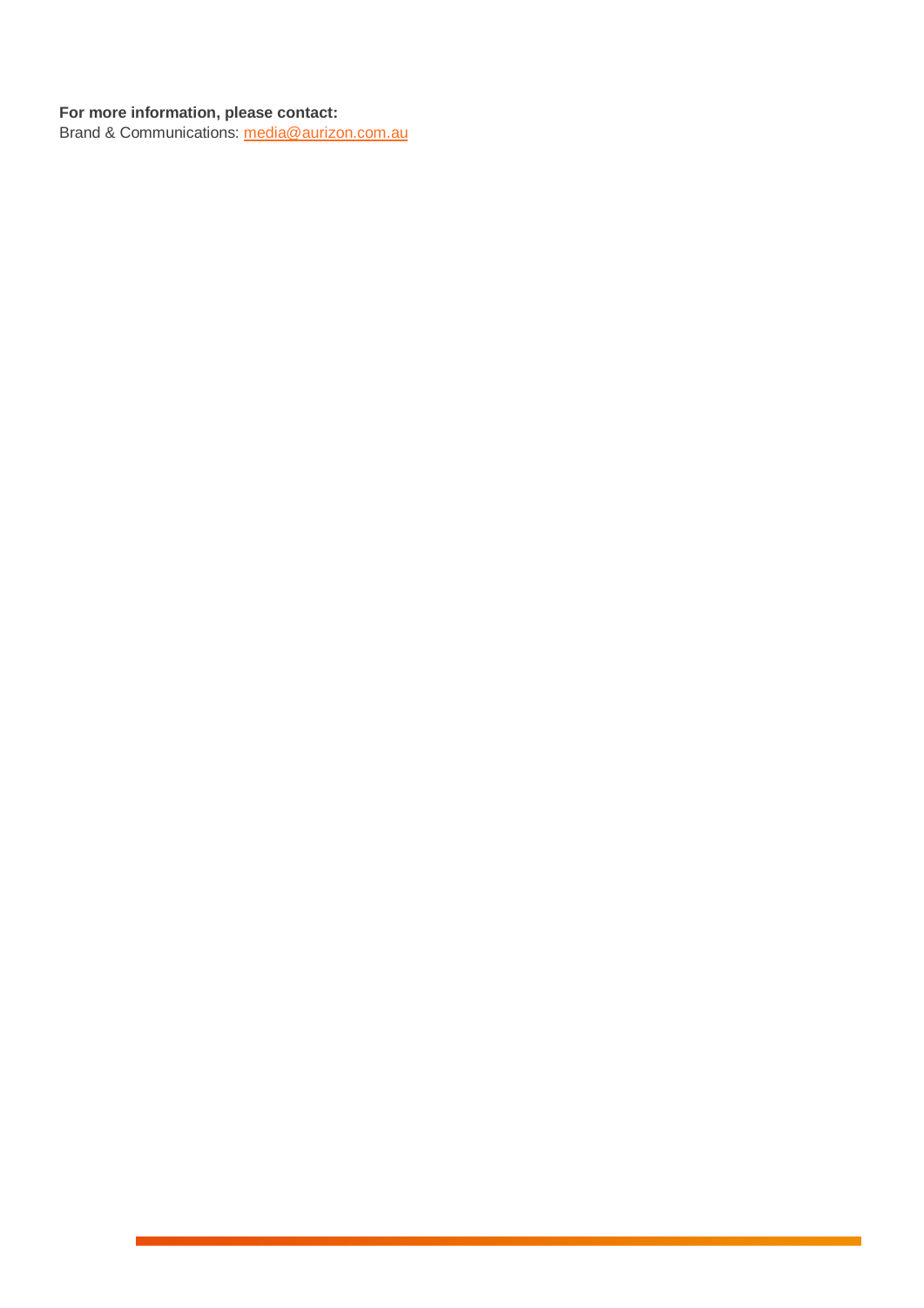**For more information, please contact:**
Brand & Communications: media@aurizon.com.au